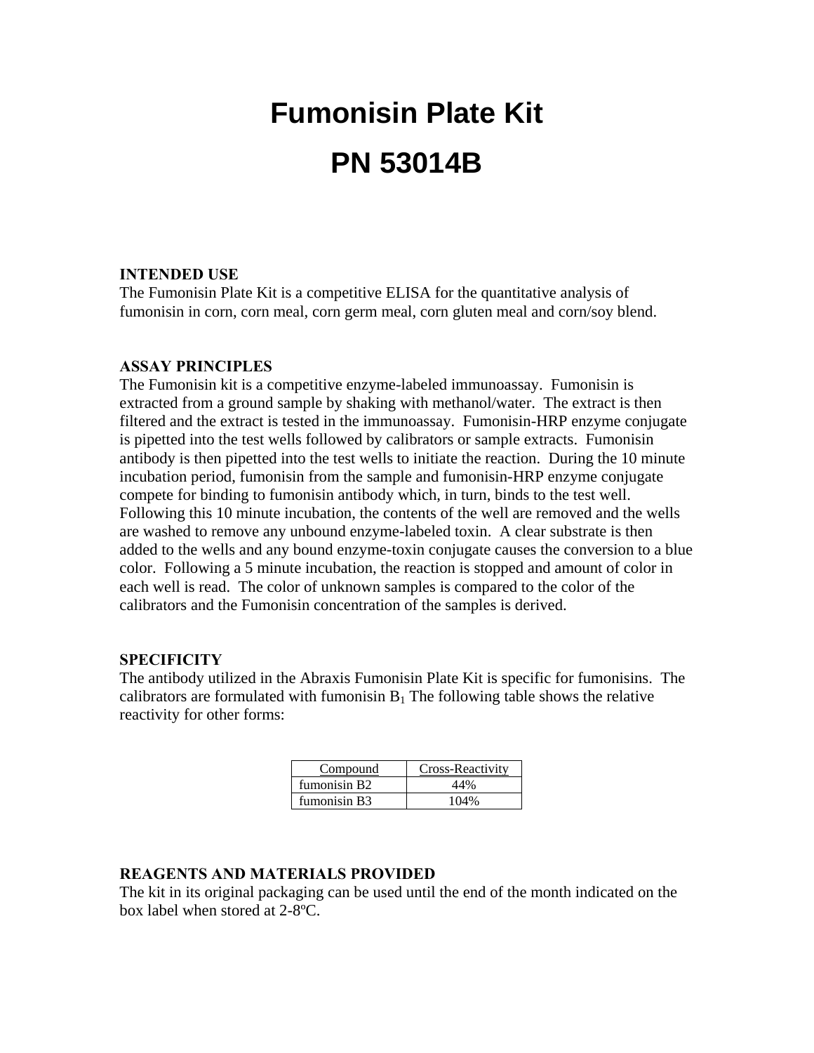# Fumonisin Plate Kit

# PN 53014B

## INTENDED USE

The Fumonisin Plate Kit is a competitive ELISA for the quantitative analysis of fumonisin in corn, corn meal, corn germ meal, corn gluten meal and corn/soy blend.

## ASSAY PRINCIPLES

The Fumonisin kit is a competitive enzyme-labeled immunoassay. Fumonisin is extracted from a ground sample by shaking with methanol/water. The extract is then filtered and the extract is tested in the immunoassay. Fumonisin-HRP enzyme conjugate is pipetted into the test wells followed by calibrators or sample extracts. Fumonisin antibody is then pipetted into the test wells to initiate the reaction. During the 10 minute incubation period, fumonisin from the sample and fumonisin-HRP enzyme conjugate compete for binding to fumonisin antibody which, in turn, binds to the test well. Following this 10 minute incubation, the contents of the well are removed and the wells are washed to remove any unbound enzyme-labeled toxin. A clear substrate is then added to the wells and any bound enzyme-toxin conjugate causes the conversion to a blue color. Following a 5 minute incubation, the reaction is stopped and amount of color in each well is read. The color of unknown samples is compared to the color of the calibrators and the Fumonisin concentration of the samples is derived.

## SPECIFICITY

The antibody utilized in the Abraxis Fumonisin Plate Kit is specific for fumonisins. The calibrators are formulated with fumonisin $B_1$ The following table shows the relative reactivity for other forms:

| Compound | Cross-Reactivity |
|---|---|
| fumonisin B2 | 44% |
| fumonisin B3 | 104% |

## REAGENTS AND MATERIALS PROVIDED

The kit in its original packaging can be used until the end of the month indicated on the box label when stored at 2-8ºC.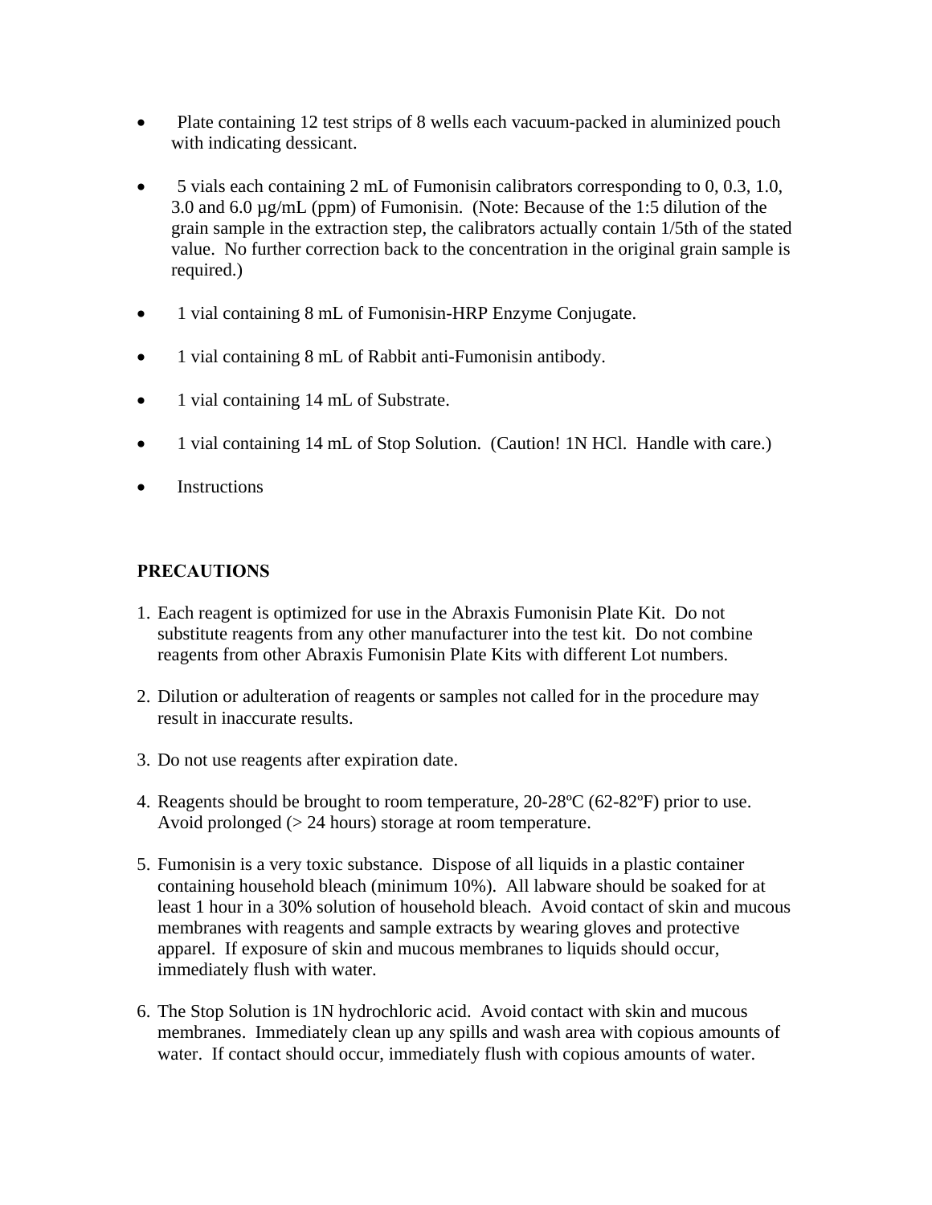- Plate containing 12 test strips of 8 wells each vacuum-packed in aluminized pouch with indicating dessicant.

- 5 vials each containing 2 mL of Fumonisin calibrators corresponding to 0, 0.3, 1.0, 3.0 and 6.0 µg/mL (ppm) of Fumonisin. (Note: Because of the 1:5 dilution of the grain sample in the extraction step, the calibrators actually contain 1/5th of the stated value. No further correction back to the concentration in the original grain sample is required.)

- 1 vial containing 8 mL of Fumonisin-HRP Enzyme Conjugate.

- 1 vial containing 8 mL of Rabbit anti-Fumonisin antibody.

- 1 vial containing 14 mL of Substrate.

- 1 vial containing 14 mL of Stop Solution. (Caution! 1N HCl. Handle with care.)

- Instructions

**PRECAUTIONS**

1. Each reagent is optimized for use in the Abraxis Fumonisin Plate Kit. Do not substitute reagents from any other manufacturer into the test kit. Do not combine reagents from other Abraxis Fumonisin Plate Kits with different Lot numbers.

2. Dilution or adulteration of reagents or samples not called for in the procedure may result in inaccurate results.

3. Do not use reagents after expiration date.

4. Reagents should be brought to room temperature, 20-28ºC (62-82ºF) prior to use. Avoid prolonged (> 24 hours) storage at room temperature.

5. Fumonisin is a very toxic substance. Dispose of all liquids in a plastic container containing household bleach (minimum 10%). All labware should be soaked for at least 1 hour in a 30% solution of household bleach. Avoid contact of skin and mucous membranes with reagents and sample extracts by wearing gloves and protective apparel. If exposure of skin and mucous membranes to liquids should occur, immediately flush with water.

6. The Stop Solution is 1N hydrochloric acid. Avoid contact with skin and mucous membranes. Immediately clean up any spills and wash area with copious amounts of water. If contact should occur, immediately flush with copious amounts of water.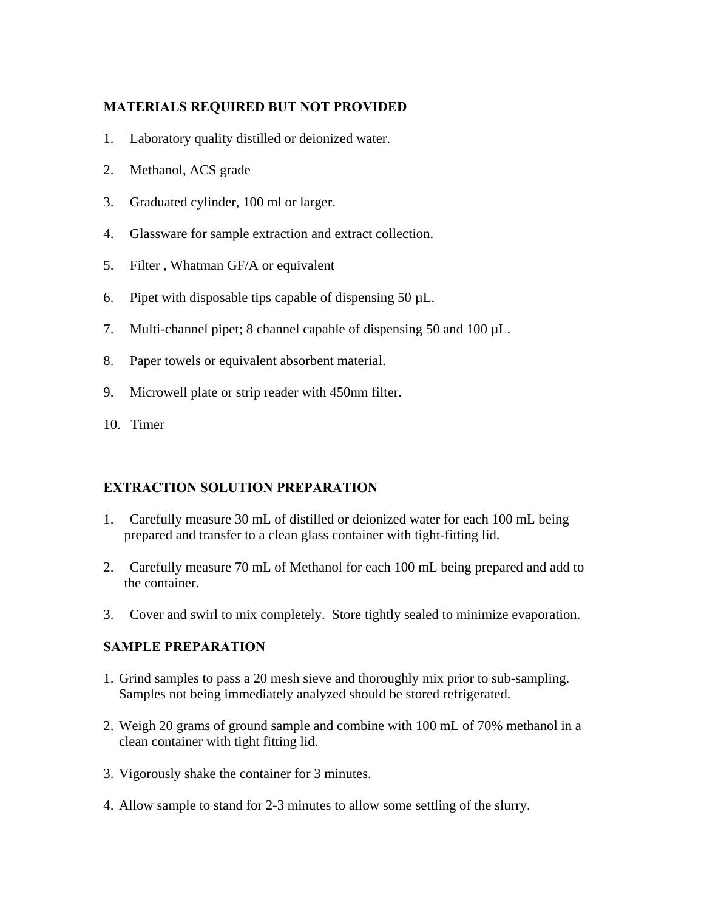## MATERIALS REQUIRED BUT NOT PROVIDED

1. Laboratory quality distilled or deionized water.
2. Methanol, ACS grade
3. Graduated cylinder, 100 ml or larger.
4. Glassware for sample extraction and extract collection.
5. Filter , Whatman GF/A or equivalent
6. Pipet with disposable tips capable of dispensing 50 µL.
7. Multi-channel pipet; 8 channel capable of dispensing 50 and 100 µL.
8. Paper towels or equivalent absorbent material.
9. Microwell plate or strip reader with 450nm filter.
10. Timer

## EXTRACTION SOLUTION PREPARATION

1. Carefully measure 30 mL of distilled or deionized water for each 100 mL being prepared and transfer to a clean glass container with tight-fitting lid.
2. Carefully measure 70 mL of Methanol for each 100 mL being prepared and add to the container.
3. Cover and swirl to mix completely. Store tightly sealed to minimize evaporation.

## SAMPLE PREPARATION

1. Grind samples to pass a 20 mesh sieve and thoroughly mix prior to sub-sampling. Samples not being immediately analyzed should be stored refrigerated.
2. Weigh 20 grams of ground sample and combine with 100 mL of 70% methanol in a clean container with tight fitting lid.
3. Vigorously shake the container for 3 minutes.
4. Allow sample to stand for 2-3 minutes to allow some settling of the slurry.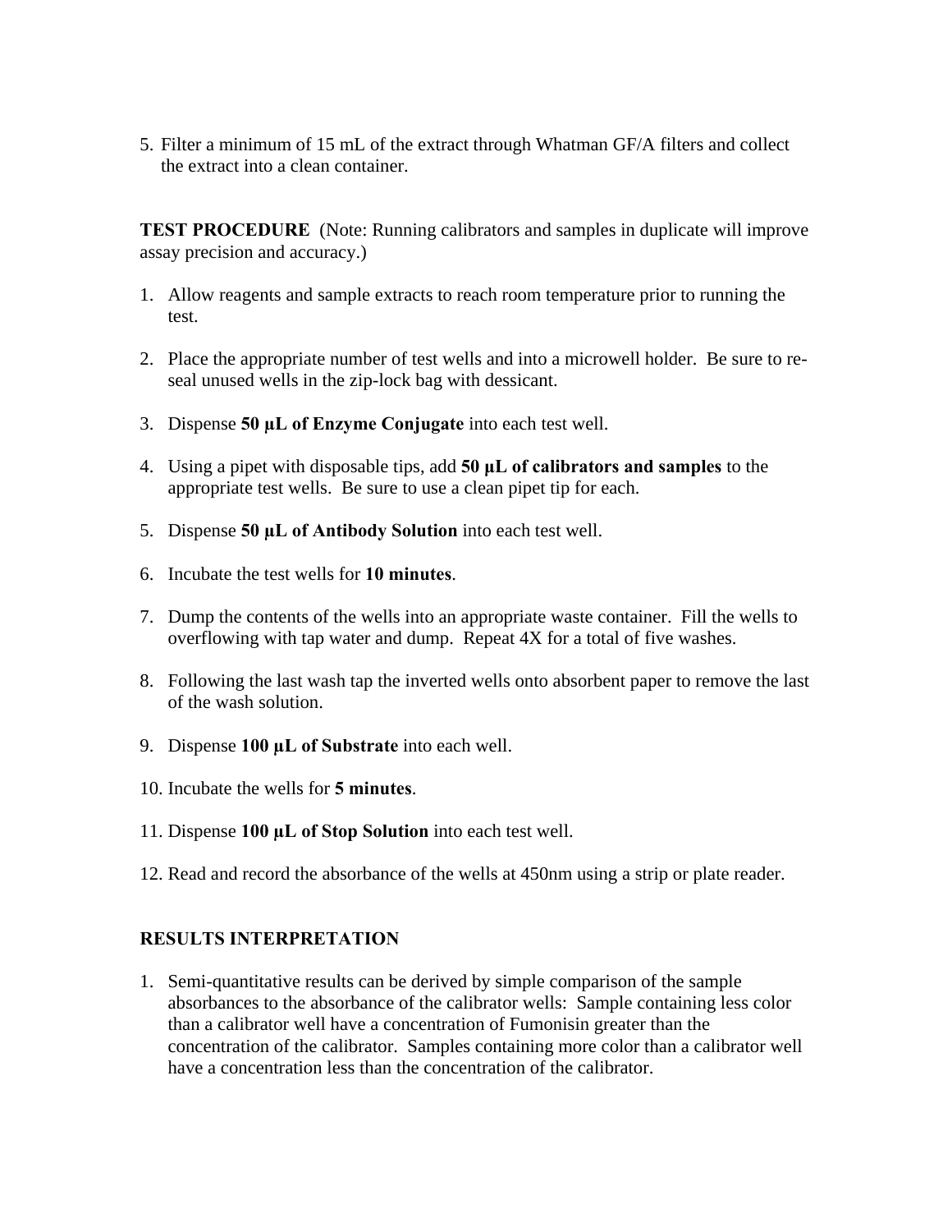5. Filter a minimum of 15 mL of the extract through Whatman GF/A filters and collect the extract into a clean container.

**TEST PROCEDURE** (Note: Running calibrators and samples in duplicate will improve assay precision and accuracy.)

1. Allow reagents and sample extracts to reach room temperature prior to running the test.

2. Place the appropriate number of test wells and into a microwell holder. Be sure to re-seal unused wells in the zip-lock bag with dessicant.

3. Dispense **50 µL of Enzyme Conjugate** into each test well.

4. Using a pipet with disposable tips, add **50 µL of calibrators and samples** to the appropriate test wells. Be sure to use a clean pipet tip for each.

5. Dispense **50 µL of Antibody Solution** into each test well.

6. Incubate the test wells for **10 minutes**.

7. Dump the contents of the wells into an appropriate waste container. Fill the wells to overflowing with tap water and dump. Repeat 4X for a total of five washes.

8. Following the last wash tap the inverted wells onto absorbent paper to remove the last of the wash solution.

9. Dispense **100 µL of Substrate** into each well.

10. Incubate the wells for **5 minutes**.

11. Dispense **100 µL of Stop Solution** into each test well.

12. Read and record the absorbance of the wells at 450nm using a strip or plate reader.

**RESULTS INTERPRETATION**

1. Semi-quantitative results can be derived by simple comparison of the sample absorbances to the absorbance of the calibrator wells: Sample containing less color than a calibrator well have a concentration of Fumonisin greater than the concentration of the calibrator. Samples containing more color than a calibrator well have a concentration less than the concentration of the calibrator.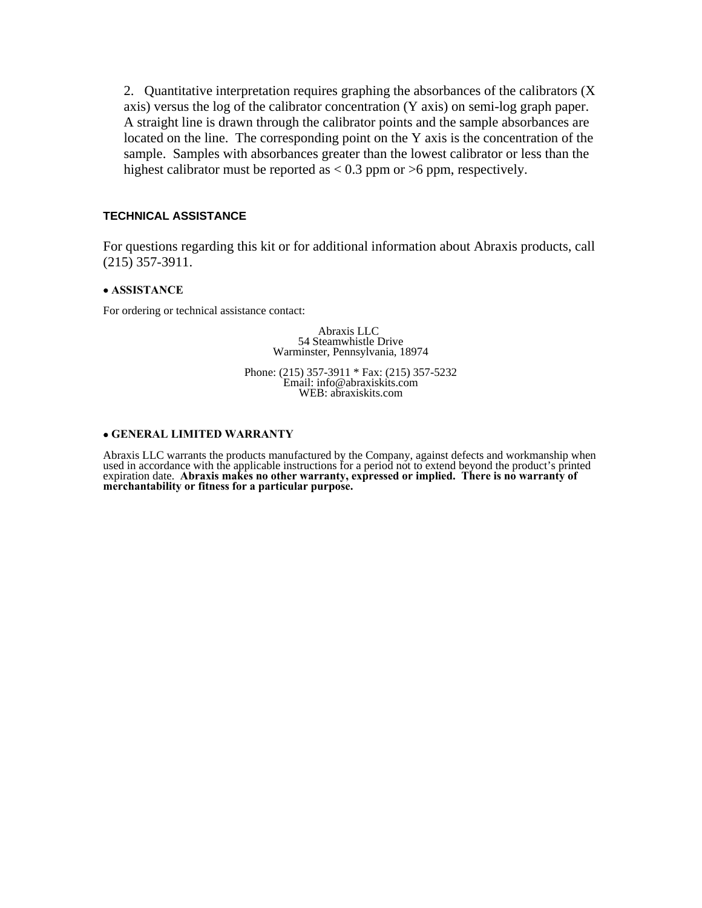2. Quantitative interpretation requires graphing the absorbances of the calibrators (X axis) versus the log of the calibrator concentration (Y axis) on semi-log graph paper. A straight line is drawn through the calibrator points and the sample absorbances are located on the line. The corresponding point on the Y axis is the concentration of the sample. Samples with absorbances greater than the lowest calibrator or less than the highest calibrator must be reported as < 0.3 ppm or >6 ppm, respectively.

## TECHNICAL ASSISTANCE

For questions regarding this kit or for additional information about Abraxis products, call (215) 357-3911.

### • ASSISTANCE

For ordering or technical assistance contact:

Abraxis LLC
54 Steamwhistle Drive
Warminster, Pennsylvania, 18974

Phone: (215) 357-3911 * Fax: (215) 357-5232
Email: info@abraxiskits.com
WEB: abraxiskits.com

### • GENERAL LIMITED WARRANTY

Abraxis LLC warrants the products manufactured by the Company, against defects and workmanship when used in accordance with the applicable instructions for a period not to extend beyond the product's printed expiration date. **Abraxis makes no other warranty, expressed or implied. There is no warranty of merchantability or fitness for a particular purpose.**